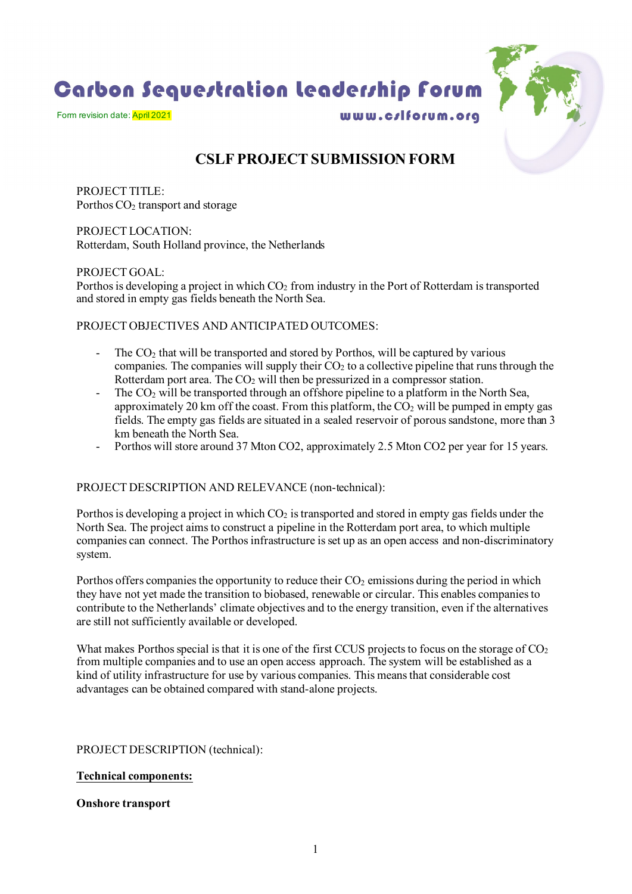# Carbon Sequestration Leadership Forum

Form revision date: April 2021

www.cslforum.org

## CSLF PROJECT SUBMISSION FORM

PROJECT TITLE:
Porthos $CO_2$ transport and storage

PROJECT LOCATION:
Rotterdam, South Holland province, the Netherlands

PROJECT GOAL:
Porthos is developing a project in which $CO_2$ from industry in the Port of Rotterdam is transported and stored in empty gas fields beneath the North Sea.

PROJECT OBJECTIVES AND ANTICIPATED OUTCOMES:

- The $CO_2$ that will be transported and stored by Porthos, will be captured by various companies. The companies will supply their $CO_2$ to a collective pipeline that runs through the Rotterdam port area. The $CO_2$ will then be pressurized in a compressor station.
- The $CO_2$ will be transported through an offshore pipeline to a platform in the North Sea, approximately 20 km off the coast. From this platform, the $CO_2$ will be pumped in empty gas fields. The empty gas fields are situated in a sealed reservoir of porous sandstone, more than 3 km beneath the North Sea.
- Porthos will store around 37 Mton CO2, approximately 2.5 Mton CO2 per year for 15 years.

PROJECT DESCRIPTION AND RELEVANCE (non-technical):

Porthos is developing a project in which $CO_2$ is transported and stored in empty gas fields under the North Sea. The project aims to construct a pipeline in the Rotterdam port area, to which multiple companies can connect. The Porthos infrastructure is set up as an open access and non-discriminatory system.

Porthos offers companies the opportunity to reduce their $CO_2$ emissions during the period in which they have not yet made the transition to biobased, renewable or circular. This enables companies to contribute to the Netherlands' climate objectives and to the energy transition, even if the alternatives are still not sufficiently available or developed.

What makes Porthos special is that it is one of the first CCUS projects to focus on the storage of $CO_2$ from multiple companies and to use an open access approach. The system will be established as a kind of utility infrastructure for use by various companies. This means that considerable cost advantages can be obtained compared with stand-alone projects.

PROJECT DESCRIPTION (technical):

<u>**Technical components:**</u>

**Onshore transport**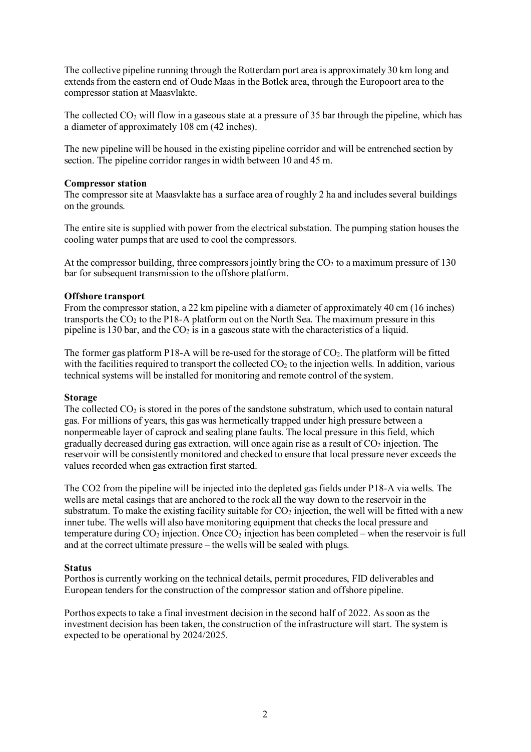The collective pipeline running through the Rotterdam port area is approximately 30 km long and extends from the eastern end of Oude Maas in the Botlek area, through the Europoort area to the compressor station at Maasvlakte.

The collected $CO_2$ will flow in a gaseous state at a pressure of 35 bar through the pipeline, which has a diameter of approximately 108 cm (42 inches).

The new pipeline will be housed in the existing pipeline corridor and will be entrenched section by section. The pipeline corridor ranges in width between 10 and 45 m.

**Compressor station**

The compressor site at Maasvlakte has a surface area of roughly 2 ha and includes several buildings on the grounds.

The entire site is supplied with power from the electrical substation. The pumping station houses the cooling water pumps that are used to cool the compressors.

At the compressor building, three compressors jointly bring the $CO_2$ to a maximum pressure of 130 bar for subsequent transmission to the offshore platform.

**Offshore transport**

From the compressor station, a 22 km pipeline with a diameter of approximately 40 cm (16 inches) transports the $CO_2$ to the P18-A platform out on the North Sea. The maximum pressure in this pipeline is 130 bar, and the $CO_2$ is in a gaseous state with the characteristics of a liquid.

The former gas platform P18-A will be re-used for the storage of $CO_2$. The platform will be fitted with the facilities required to transport the collected $CO_2$ to the injection wells. In addition, various technical systems will be installed for monitoring and remote control of the system.

**Storage**

The collected $CO_2$ is stored in the pores of the sandstone substratum, which used to contain natural gas. For millions of years, this gas was hermetically trapped under high pressure between a nonpermeable layer of caprock and sealing plane faults. The local pressure in this field, which gradually decreased during gas extraction, will once again rise as a result of $CO_2$ injection. The reservoir will be consistently monitored and checked to ensure that local pressure never exceeds the values recorded when gas extraction first started.

The CO2 from the pipeline will be injected into the depleted gas fields under P18-A via wells. The wells are metal casings that are anchored to the rock all the way down to the reservoir in the substratum. To make the existing facility suitable for $CO_2$ injection, the well will be fitted with a new inner tube. The wells will also have monitoring equipment that checks the local pressure and temperature during $CO_2$ injection. Once $CO_2$ injection has been completed – when the reservoir is full and at the correct ultimate pressure – the wells will be sealed with plugs.

**Status**

Porthos is currently working on the technical details, permit procedures, FID deliverables and European tenders for the construction of the compressor station and offshore pipeline.

Porthos expects to take a final investment decision in the second half of 2022. As soon as the investment decision has been taken, the construction of the infrastructure will start. The system is expected to be operational by 2024/2025.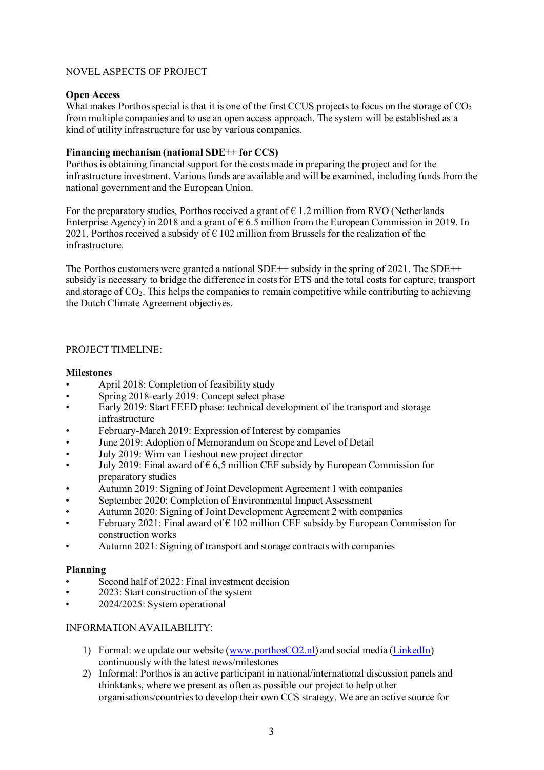NOVEL ASPECTS OF PROJECT

**Open Access**

What makes Porthos special is that it is one of the first CCUS projects to focus on the storage of $CO_2$ from multiple companies and to use an open access approach. The system will be established as a kind of utility infrastructure for use by various companies.

**Financing mechanism (national SDE++ for CCS)**

Porthos is obtaining financial support for the costs made in preparing the project and for the infrastructure investment. Various funds are available and will be examined, including funds from the national government and the European Union.

For the preparatory studies, Porthos received a grant of € 1.2 million from RVO (Netherlands Enterprise Agency) in 2018 and a grant of € 6.5 million from the European Commission in 2019. In 2021, Porthos received a subsidy of € 102 million from Brussels for the realization of the infrastructure.

The Porthos customers were granted a national SDE++ subsidy in the spring of 2021. The SDE++ subsidy is necessary to bridge the difference in costs for ETS and the total costs for capture, transport and storage of $CO_2$. This helps the companies to remain competitive while contributing to achieving the Dutch Climate Agreement objectives.

PROJECT TIMELINE:

**Milestones**

- April 2018: Completion of feasibility study
- Spring 2018-early 2019: Concept select phase
- Early 2019: Start FEED phase: technical development of the transport and storage infrastructure
- February-March 2019: Expression of Interest by companies
- June 2019: Adoption of Memorandum on Scope and Level of Detail
- July 2019: Wim van Lieshout new project director
- July 2019: Final award of € 6,5 million CEF subsidy by European Commission for preparatory studies
- Autumn 2019: Signing of Joint Development Agreement 1 with companies
- September 2020: Completion of Environmental Impact Assessment
- Autumn 2020: Signing of Joint Development Agreement 2 with companies
- February 2021: Final award of € 102 million CEF subsidy by European Commission for construction works
- Autumn 2021: Signing of transport and storage contracts with companies

**Planning**

- Second half of 2022: Final investment decision
- 2023: Start construction of the system
- 2024/2025: System operational

INFORMATION AVAILABILITY:

1) Formal: we update our website ([www.porthosCO2.nl](www.porthosCO2.nl)) and social media (LinkedIn) continuously with the latest news/milestones
2) Informal: Porthos is an active participant in national/international discussion panels and thinktanks, where we present as often as possible our project to help other organisations/countries to develop their own CCS strategy. We are an active source for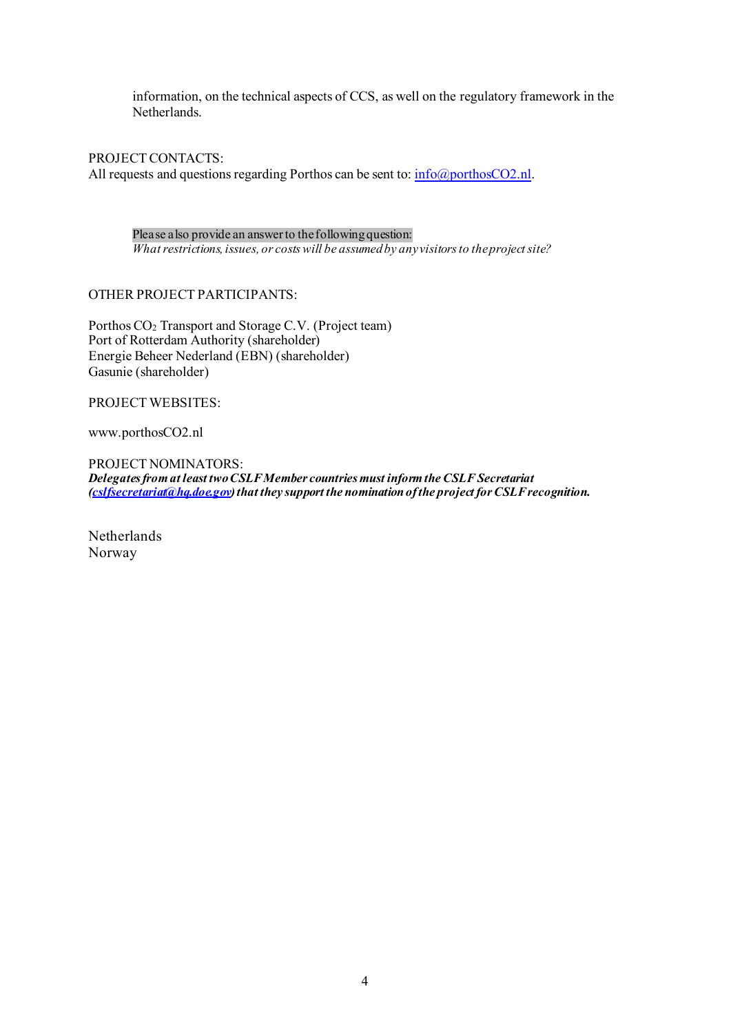information, on the technical aspects of CCS, as well on the regulatory framework in the Netherlands.

PROJECT CONTACTS:
All requests and questions regarding Porthos can be sent to: info@porthosCO2.nl.

Please also provide an answer to the following question:
*What restrictions, issues, or costs will be assumed by any visitors to the project site?*

OTHER PROJECT PARTICIPANTS:

Porthos $CO_2$ Transport and Storage C.V. (Project team)
Port of Rotterdam Authority (shareholder)
Energie Beheer Nederland (EBN) (shareholder)
Gasunie (shareholder)

PROJECT WEBSITES:

www.porthosCO2.nl

PROJECT NOMINATORS:
***Delegates from at least two CSLF Member countries must inform the CSLF Secretariat (cslfsecretariat@hq.doe.gov) that they support the nomination of the project for CSLF recognition.***

Netherlands
Norway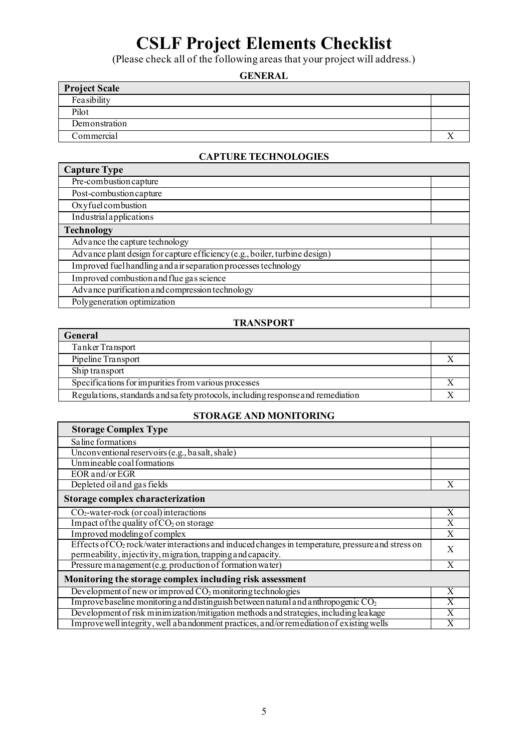# CSLF Project Elements Checklist

(Please check all of the following areas that your project will address.)

## GENERAL

| Project Scale | |
|---|---|
| Feasibility | |
| Pilot | |
| Demonstration | |
| Commercial | X |

## CAPTURE TECHNOLOGIES

| Capture Type | |
|---|---|
| Pre-combustion capture | |
| Post-combustion capture | |
| Oxyfuel combustion | |
| Industrial applications | |
| **Technology** | |
| Advance the capture technology | |
| Advance plant design for capture efficiency (e.g., boiler, turbine design) | |
| Improved fuel handling and air separation processes technology | |
| Improved combustion and flue gas science | |
| Advance purification and compression technology | |
| Polygeneration optimization | |

## TRANSPORT

| General | |
|---|---|
| Tanker Transport | |
| Pipeline Transport | X |
| Ship transport | |
| Specifications for impurities from various processes | X |
| Regulations, standards and safety protocols, including response and remediation | X |

## STORAGE AND MONITORING

| Storage Complex Type | |
|---|---|
| Saline formations | |
| Unconventional reservoirs (e.g., basalt, shale) | |
| Unmineable coal formations | |
| EOR and/or EGR | |
| Depleted oil and gas fields | X |
| **Storage complex characterization** | |
| $CO_2$-water-rock (or coal) interactions | X |
| Impact of the quality of $CO_2$ on storage | X |
| Improved modeling of complex | X |
| Effects of $CO_2$ rock/water interactions and induced changes in temperature, pressure and stress on permeability, injectivity, migration, trapping and capacity. | X |
| Pressure management (e.g. production of formation water) | X |
| **Monitoring the storage complex including risk assessment** | |
| Development of new or improved $CO_2$ monitoring technologies | X |
| Improve baseline monitoring and distinguish between natural and anthropogenic $CO_2$ | X |
| Development of risk minimization/mitigation methods and strategies, including leakage | X |
| Improve well integrity, well abandonment practices, and/or remediation of existing wells | X |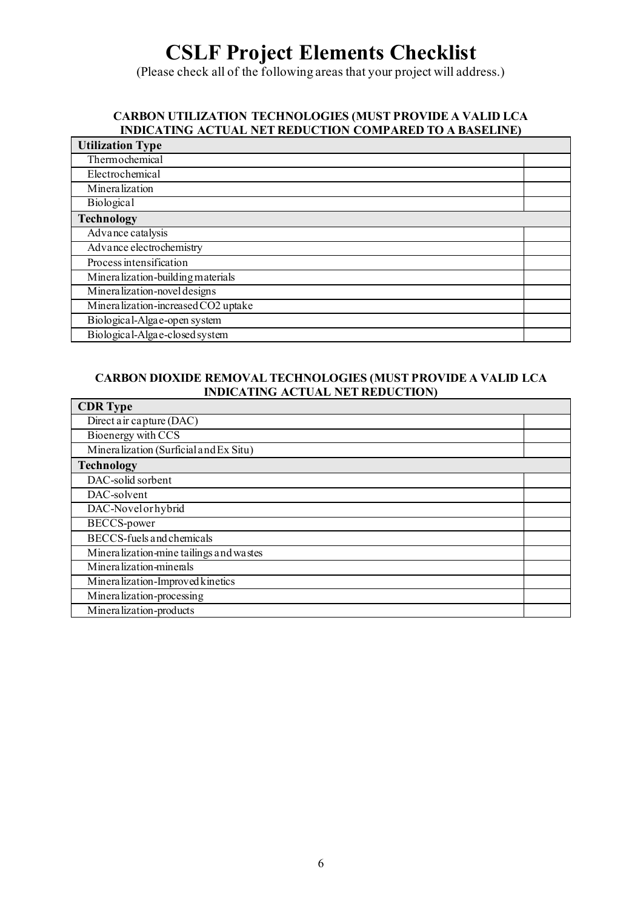# CSLF Project Elements Checklist

(Please check all of the following areas that your project will address.)

**CARBON UTILIZATION TECHNOLOGIES (MUST PROVIDE A VALID LCA INDICATING ACTUAL NET REDUCTION COMPARED TO A BASELINE)**

| **Utilization Type** | |
|---|---|
| Thermochemical | |
| Electrochemical | |
| Mineralization | |
| Biological | |
| **Technology** | |
| Advance catalysis | |
| Advance electrochemistry | |
| Process intensification | |
| Mineralization-building materials | |
| Mineralization-novel designs | |
| Mineralization-increased CO2 uptake | |
| Biological-Algae-open system | |
| Biological-Algae-closed system | |

**CARBON DIOXIDE REMOVAL TECHNOLOGIES (MUST PROVIDE A VALID LCA INDICATING ACTUAL NET REDUCTION)**

| **CDR Type** | |
|---|---|
| Direct air capture (DAC) | |
| Bioenergy with CCS | |
| Mineralization (Surficial and Ex Situ) | |
| **Technology** | |
| DAC-solid sorbent | |
| DAC-solvent | |
| DAC-Novel or hybrid | |
| BECCS-power | |
| BECCS-fuels and chemicals | |
| Mineralization-mine tailings and wastes | |
| Mineralization-minerals | |
| Mineralization-Improved kinetics | |
| Mineralization-processing | |
| Mineralization-products | |